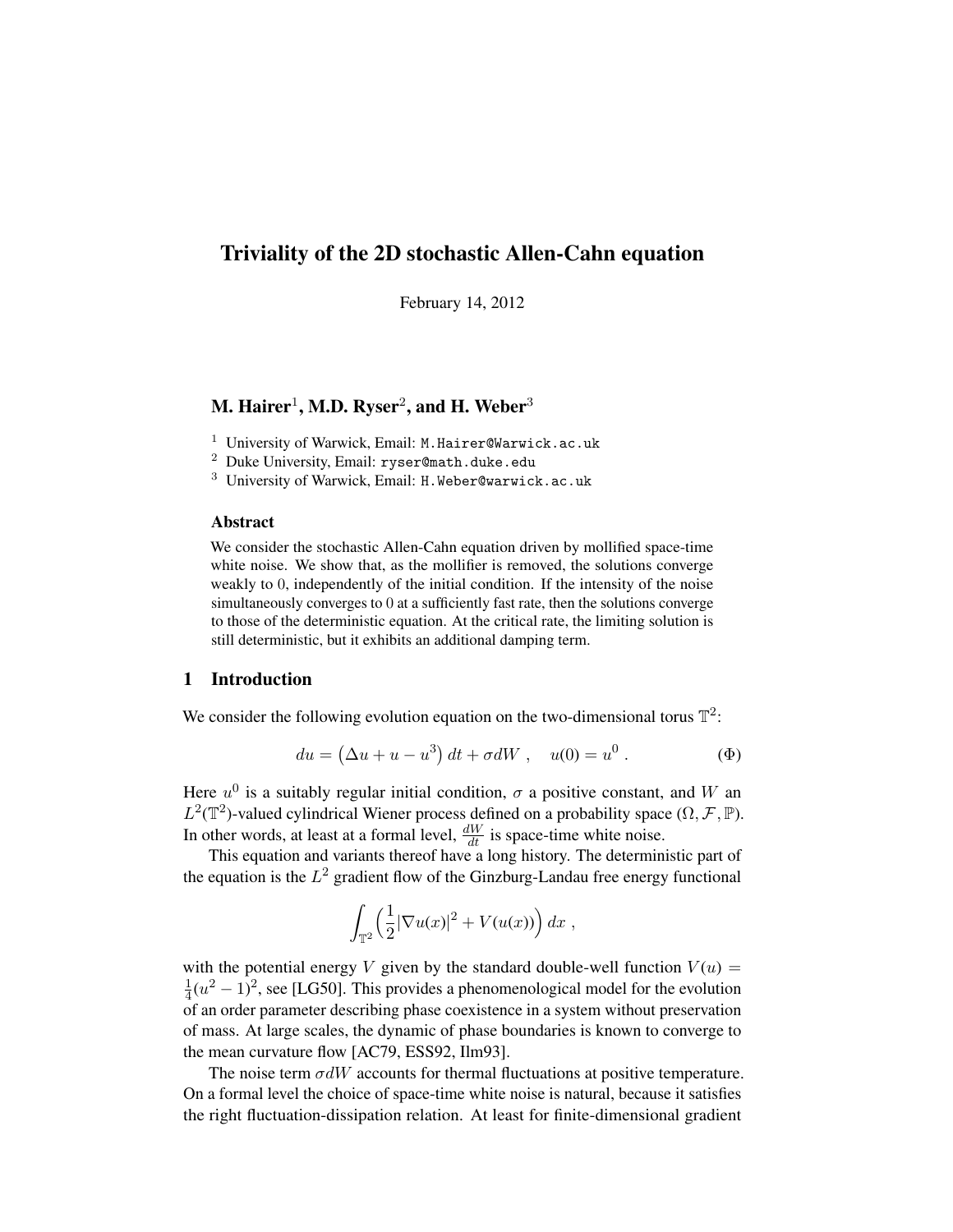# Triviality of the 2D stochastic Allen-Cahn equation

February 14, 2012

**M. Hairer[1], M.D. Ryser[2], and H. Weber[3]**

[1] University of Warwick, Email: M.Hairer@Warwick.ac.uk

[2] Duke University, Email: ryser@math.duke.edu

[3] University of Warwick, Email: H.Weber@warwick.ac.uk

### Abstract

We consider the stochastic Allen-Cahn equation driven by mollified space-time white noise. We show that, as the mollifier is removed, the solutions converge weakly to 0, independently of the initial condition. If the intensity of the noise simultaneously converges to 0 at a sufficiently fast rate, then the solutions converge to those of the deterministic equation. At the critical rate, the limiting solution is still deterministic, but it exhibits an additional damping term.

## 1 Introduction

We consider the following evolution equation on the two-dimensional torus $\mathbb{T}^2$:

$$du = \left(\Delta u + u - u^3\right) dt + \sigma dW \;, \quad u(0) = u^0 \;. \tag{$\Phi$}$$

Here $u^0$ is a suitably regular initial condition, $\sigma$ a positive constant, and $W$ an $L^2(\mathbb{T}^2)$-valued cylindrical Wiener process defined on a probability space $(\Omega, \mathcal{F}, \mathbb{P})$. In other words, at least at a formal level, $\frac{dW}{dt}$ is space-time white noise.

This equation and variants thereof have a long history. The deterministic part of the equation is the $L^2$ gradient flow of the Ginzburg-Landau free energy functional

$$\int_{\mathbb{T}^2} \Big(\frac{1}{2}|\nabla u(x)|^2 + V(u(x))\Big)\, dx \;,$$

with the potential energy $V$ given by the standard double-well function $V(u) = \frac{1}{4}(u^2-1)^2$, see [LG50]. This provides a phenomenological model for the evolution of an order parameter describing phase coexistence in a system without preservation of mass. At large scales, the dynamic of phase boundaries is known to converge to the mean curvature flow [AC79, ESS92, Ilm93].

The noise term $\sigma dW$ accounts for thermal fluctuations at positive temperature. On a formal level the choice of space-time white noise is natural, because it satisfies the right fluctuation-dissipation relation. At least for finite-dimensional gradient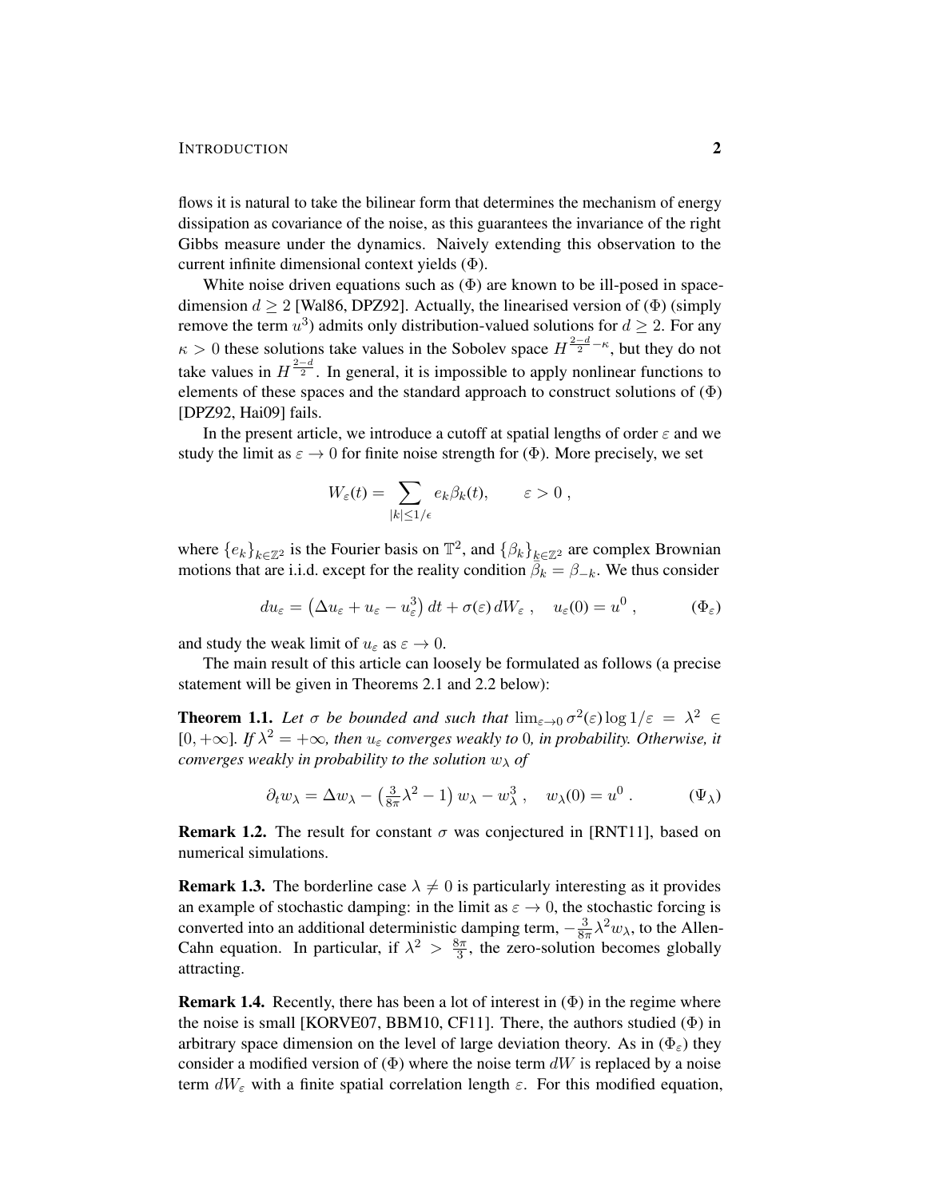flows it is natural to take the bilinear form that determines the mechanism of energy dissipation as covariance of the noise, as this guarantees the invariance of the right Gibbs measure under the dynamics. Naively extending this observation to the current infinite dimensional context yields ($\Phi$).

White noise driven equations such as ($\Phi$) are known to be ill-posed in space-dimension $d \geq 2$ [Wal86, DPZ92]. Actually, the linearised version of ($\Phi$) (simply remove the term $u^3$) admits only distribution-valued solutions for $d \geq 2$. For any $\kappa > 0$ these solutions take values in the Sobolev space $H^{\frac{2-d}{2}-\kappa}$, but they do not take values in $H^{\frac{2-d}{2}}$. In general, it is impossible to apply nonlinear functions to elements of these spaces and the standard approach to construct solutions of ($\Phi$) [DPZ92, Hai09] fails.

In the present article, we introduce a cutoff at spatial lengths of order $\varepsilon$ and we study the limit as $\varepsilon \to 0$ for finite noise strength for ($\Phi$). More precisely, we set

$$W_\varepsilon(t) = \sum_{|k| \leq 1/\epsilon} e_k \beta_k(t), \qquad \varepsilon > 0 \,,$$

where $\{e_k\}_{k\in\mathbb{Z}^2}$ is the Fourier basis on $\mathbb{T}^2$, and $\{\beta_k\}_{k\in\mathbb{Z}^2}$ are complex Brownian motions that are i.i.d. except for the reality condition $\bar{\beta}_k = \beta_{-k}$. We thus consider

$$du_\varepsilon = \left(\Delta u_\varepsilon + u_\varepsilon - u_\varepsilon^3\right) dt + \sigma(\varepsilon)\, dW_\varepsilon \,, \quad u_\varepsilon(0) = u^0 \,, \tag{$\Phi_\varepsilon$}$$

and study the weak limit of $u_\varepsilon$ as $\varepsilon \to 0$.

The main result of this article can loosely be formulated as follows (a precise statement will be given in Theorems 2.1 and 2.2 below):

**Theorem 1.1.** *Let $\sigma$ be bounded and such that $\lim_{\varepsilon\to 0} \sigma^2(\varepsilon) \log 1/\varepsilon = \lambda^2 \in [0, +\infty]$. If $\lambda^2 = +\infty$, then $u_\varepsilon$ converges weakly to $0$, in probability. Otherwise, it converges weakly in probability to the solution $w_\lambda$ of*

$$\partial_t w_\lambda = \Delta w_\lambda - \left(\tfrac{3}{8\pi}\lambda^2 - 1\right) w_\lambda - w_\lambda^3 \,, \quad w_\lambda(0) = u^0 \,. \tag{$\Psi_\lambda$}$$

**Remark 1.2.** The result for constant $\sigma$ was conjectured in [RNT11], based on numerical simulations.

**Remark 1.3.** The borderline case $\lambda \neq 0$ is particularly interesting as it provides an example of stochastic damping: in the limit as $\varepsilon \to 0$, the stochastic forcing is converted into an additional deterministic damping term, $-\frac{3}{8\pi}\lambda^2 w_\lambda$, to the Allen-Cahn equation. In particular, if $\lambda^2 > \frac{8\pi}{3}$, the zero-solution becomes globally attracting.

**Remark 1.4.** Recently, there has been a lot of interest in ($\Phi$) in the regime where the noise is small [KORVE07, BBM10, CF11]. There, the authors studied ($\Phi$) in arbitrary space dimension on the level of large deviation theory. As in ($\Phi_\varepsilon$) they consider a modified version of ($\Phi$) where the noise term $dW$ is replaced by a noise term $dW_\varepsilon$ with a finite spatial correlation length $\varepsilon$. For this modified equation,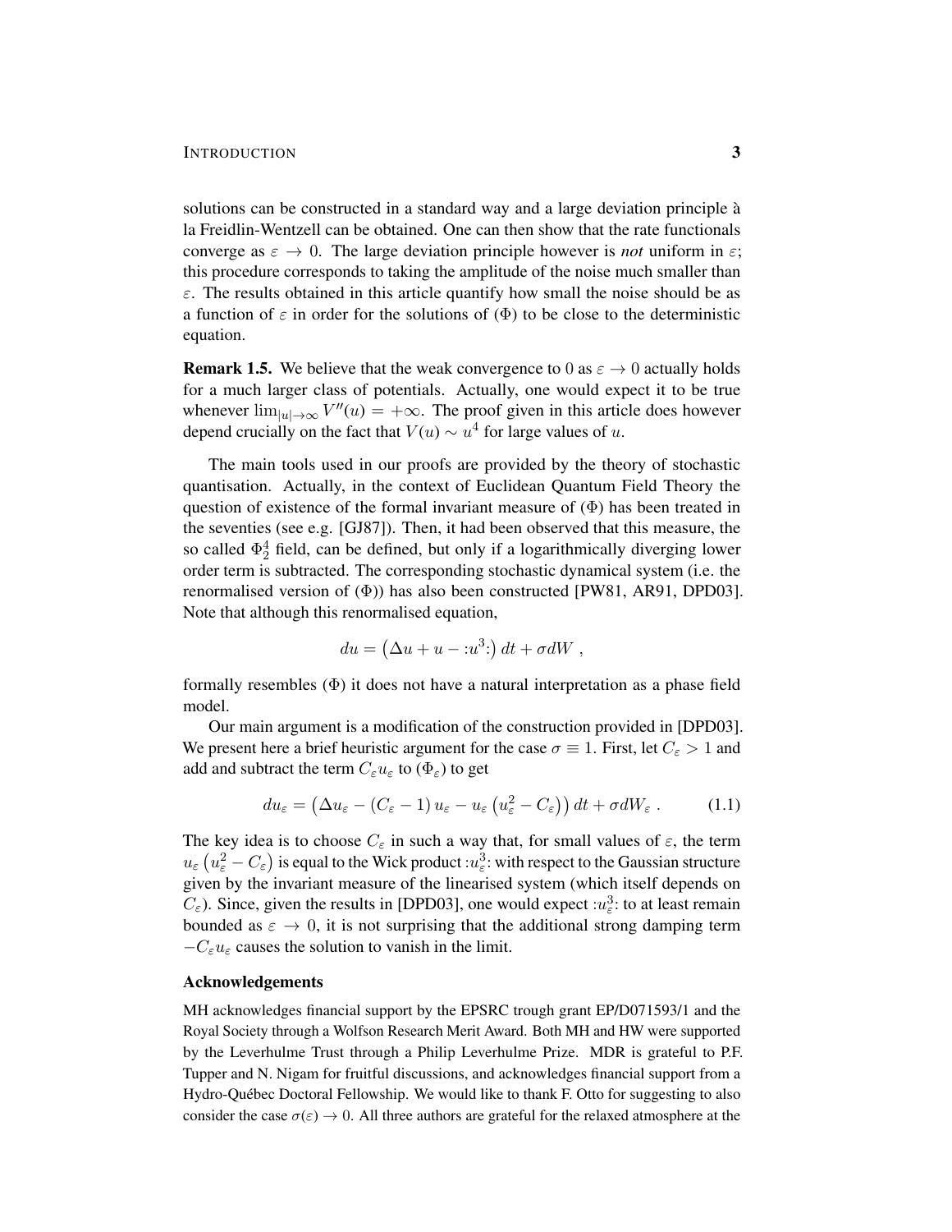solutions can be constructed in a standard way and a large deviation principle à la Freidlin-Wentzell can be obtained. One can then show that the rate functionals converge as $\varepsilon \to 0$. The large deviation principle however is *not* uniform in $\varepsilon$; this procedure corresponds to taking the amplitude of the noise much smaller than $\varepsilon$. The results obtained in this article quantify how small the noise should be as a function of $\varepsilon$ in order for the solutions of ($\Phi$) to be close to the deterministic equation.

**Remark 1.5.** We believe that the weak convergence to 0 as $\varepsilon \to 0$ actually holds for a much larger class of potentials. Actually, one would expect it to be true whenever $\lim_{|u|\to\infty} V''(u) = +\infty$. The proof given in this article does however depend crucially on the fact that $V(u) \sim u^4$ for large values of $u$.

The main tools used in our proofs are provided by the theory of stochastic quantisation. Actually, in the context of Euclidean Quantum Field Theory the question of existence of the formal invariant measure of ($\Phi$) has been treated in the seventies (see e.g. [GJ87]). Then, it had been observed that this measure, the so called $\Phi_2^4$ field, can be defined, but only if a logarithmically diverging lower order term is subtracted. The corresponding stochastic dynamical system (i.e. the renormalised version of ($\Phi$)) has also been constructed [PW81, AR91, DPD03]. Note that although this renormalised equation,

$$du = \left(\Delta u + u - {:}u^3{:}\right) dt + \sigma dW \ ,$$

formally resembles ($\Phi$) it does not have a natural interpretation as a phase field model.

Our main argument is a modification of the construction provided in [DPD03]. We present here a brief heuristic argument for the case $\sigma \equiv 1$. First, let $C_\varepsilon > 1$ and add and subtract the term $C_\varepsilon u_\varepsilon$ to ($\Phi_\varepsilon$) to get

$$du_\varepsilon = \left(\Delta u_\varepsilon - (C_\varepsilon - 1)\, u_\varepsilon - u_\varepsilon \left(u_\varepsilon^2 - C_\varepsilon\right)\right) dt + \sigma dW_\varepsilon \ . \tag{1.1}$$

The key idea is to choose $C_\varepsilon$ in such a way that, for small values of $\varepsilon$, the term $u_\varepsilon \left(u_\varepsilon^2 - C_\varepsilon\right)$ is equal to the Wick product ${:}u_\varepsilon^3{:}$ with respect to the Gaussian structure given by the invariant measure of the linearised system (which itself depends on $C_\varepsilon$). Since, given the results in [DPD03], one would expect ${:}u_\varepsilon^3{:}$ to at least remain bounded as $\varepsilon \to 0$, it is not surprising that the additional strong damping term $-C_\varepsilon u_\varepsilon$ causes the solution to vanish in the limit.

### Acknowledgements

MH acknowledges financial support by the EPSRC trough grant EP/D071593/1 and the Royal Society through a Wolfson Research Merit Award. Both MH and HW were supported by the Leverhulme Trust through a Philip Leverhulme Prize. MDR is grateful to P.F. Tupper and N. Nigam for fruitful discussions, and acknowledges financial support from a Hydro-Québec Doctoral Fellowship. We would like to thank F. Otto for suggesting to also consider the case $\sigma(\varepsilon) \to 0$. All three authors are grateful for the relaxed atmosphere at the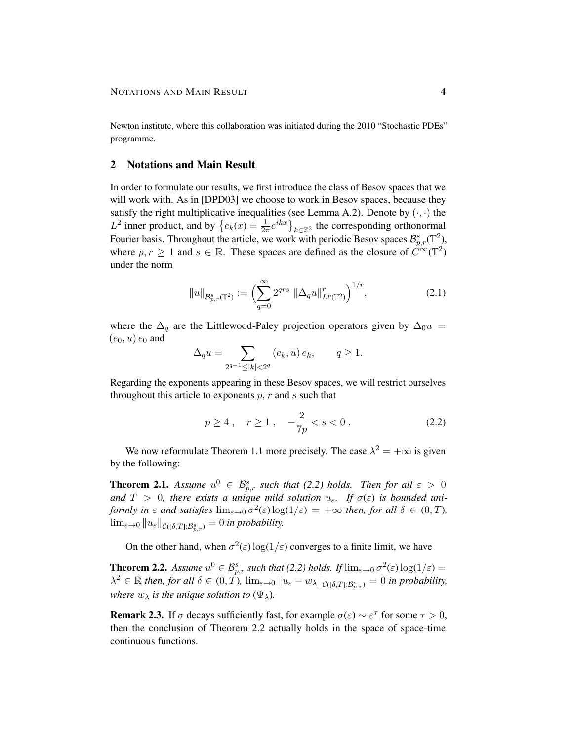Newton institute, where this collaboration was initiated during the 2010 "Stochastic PDEs" programme.

## 2 Notations and Main Result

In order to formulate our results, we first introduce the class of Besov spaces that we will work with. As in [DPD03] we choose to work in Besov spaces, because they satisfy the right multiplicative inequalities (see Lemma A.2). Denote by $(\cdot,\cdot)$ the $L^2$ inner product, and by $\left\{e_k(x) = \frac{1}{2\pi}e^{ikx}\right\}_{k\in\mathbb{Z}^2}$ the corresponding orthonormal Fourier basis. Throughout the article, we work with periodic Besov spaces $\mathcal{B}^s_{p,r}(\mathbb{T}^2)$, where $p, r \geq 1$ and $s \in \mathbb{R}$. These spaces are defined as the closure of $C^\infty(\mathbb{T}^2)$ under the norm

$$\|u\|_{\mathcal{B}^s_{p,r}(\mathbb{T}^2)} := \Big(\sum_{q=0}^{\infty} 2^{qrs}\, \|\Delta_q u\|^r_{L^p(\mathbb{T}^2)}\Big)^{1/r}, \tag{2.1}$$

where the $\Delta_q$ are the Littlewood-Paley projection operators given by $\Delta_0 u = (e_0, u)\, e_0$ and

$$\Delta_q u = \sum_{2^{q-1}\leq |k| < 2^q} (e_k, u)\, e_k, \qquad q \geq 1.$$

Regarding the exponents appearing in these Besov spaces, we will restrict ourselves throughout this article to exponents $p$, $r$ and $s$ such that

$$p \geq 4\;, \quad r \geq 1\;, \quad -\frac{2}{7p} < s < 0\;. \tag{2.2}$$

We now reformulate Theorem 1.1 more precisely. The case $\lambda^2 = +\infty$ is given by the following:

**Theorem 2.1.** *Assume $u^0 \in \mathcal{B}^s_{p,r}$ such that (2.2) holds. Then for all $\varepsilon > 0$ and $T > 0$, there exists a unique mild solution $u_\varepsilon$. If $\sigma(\varepsilon)$ is bounded uniformly in $\varepsilon$ and satisfies $\lim_{\varepsilon\to 0}\sigma^2(\varepsilon)\log(1/\varepsilon) = +\infty$ then, for all $\delta \in (0,T)$, $\lim_{\varepsilon\to 0}\|u_\varepsilon\|_{\mathcal{C}([\delta,T];\mathcal{B}^s_{p,r})} = 0$ in probability.*

On the other hand, when $\sigma^2(\varepsilon)\log(1/\varepsilon)$ converges to a finite limit, we have

**Theorem 2.2.** *Assume $u^0 \in \mathcal{B}^s_{p,r}$ such that (2.2) holds. If $\lim_{\varepsilon\to 0}\sigma^2(\varepsilon)\log(1/\varepsilon) = \lambda^2 \in \mathbb{R}$ then, for all $\delta \in (0,T)$, $\lim_{\varepsilon\to 0}\|u_\varepsilon - w_\lambda\|_{\mathcal{C}([\delta,T];\mathcal{B}^s_{p,r})} = 0$ in probability, where $w_\lambda$ is the unique solution to $(\Psi_\lambda)$.*

**Remark 2.3.** If $\sigma$ decays sufficiently fast, for example $\sigma(\varepsilon) \sim \varepsilon^\tau$ for some $\tau > 0$, then the conclusion of Theorem 2.2 actually holds in the space of space-time continuous functions.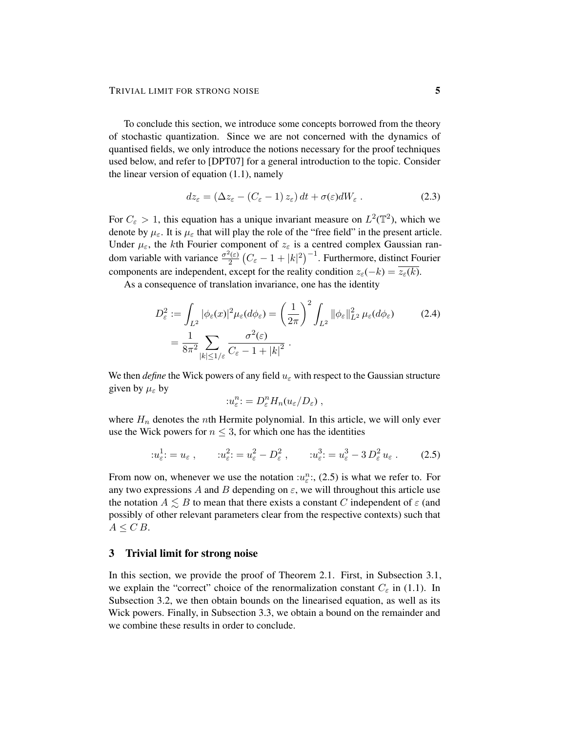To conclude this section, we introduce some concepts borrowed from the theory of stochastic quantization. Since we are not concerned with the dynamics of quantised fields, we only introduce the notions necessary for the proof techniques used below, and refer to [DPT07] for a general introduction to the topic. Consider the linear version of equation (1.1), namely

$$dz_\varepsilon = (\Delta z_\varepsilon - (C_\varepsilon - 1)\, z_\varepsilon)\, dt + \sigma(\varepsilon) dW_\varepsilon \; . \tag{2.3}$$

For $C_\varepsilon > 1$, this equation has a unique invariant measure on $L^2(\mathbb{T}^2)$, which we denote by $\mu_\varepsilon$. It is $\mu_\varepsilon$ that will play the role of the "free field" in the present article. Under $\mu_\varepsilon$, the $k$th Fourier component of $z_\varepsilon$ is a centred complex Gaussian random variable with variance $\frac{\sigma^2(\varepsilon)}{2}\left(C_\varepsilon - 1 + |k|^2\right)^{-1}$. Furthermore, distinct Fourier components are independent, except for the reality condition $z_\varepsilon(-k) = \overline{z_\varepsilon(k)}$.

As a consequence of translation invariance, one has the identity

$$\begin{aligned} D_\varepsilon^2 &:= \int_{L^2} |\phi_\varepsilon(x)|^2 \mu_\varepsilon(d\phi_\varepsilon) = \left(\frac{1}{2\pi}\right)^2 \int_{L^2} \|\phi_\varepsilon\|_{L^2}^2 \, \mu_\varepsilon(d\phi_\varepsilon) \\ &= \frac{1}{8\pi^2} \sum_{|k| \le 1/\varepsilon} \frac{\sigma^2(\varepsilon)}{C_\varepsilon - 1 + |k|^2} \; . \end{aligned} \tag{2.4}$$

We then *define* the Wick powers of any field $u_\varepsilon$ with respect to the Gaussian structure given by $\mu_\varepsilon$ by

$$:u_\varepsilon^n: = D_\varepsilon^n H_n(u_\varepsilon / D_\varepsilon) \; ,$$

where $H_n$ denotes the $n$th Hermite polynomial. In this article, we will only ever use the Wick powers for $n \le 3$, for which one has the identities

$$:u_\varepsilon^1: = u_\varepsilon \; , \qquad :u_\varepsilon^2: = u_\varepsilon^2 - D_\varepsilon^2 \; , \qquad :u_\varepsilon^3: = u_\varepsilon^3 - 3\, D_\varepsilon^2\, u_\varepsilon \; . \tag{2.5}$$

From now on, whenever we use the notation $:u_\varepsilon^n:$, (2.5) is what we refer to. For any two expressions $A$ and $B$ depending on $\varepsilon$, we will throughout this article use the notation $A \lesssim B$ to mean that there exists a constant $C$ independent of $\varepsilon$ (and possibly of other relevant parameters clear from the respective contexts) such that $A \le C\, B$.

## 3 Trivial limit for strong noise

In this section, we provide the proof of Theorem 2.1. First, in Subsection 3.1, we explain the "correct" choice of the renormalization constant $C_\varepsilon$ in (1.1). In Subsection 3.2, we then obtain bounds on the linearised equation, as well as its Wick powers. Finally, in Subsection 3.3, we obtain a bound on the remainder and we combine these results in order to conclude.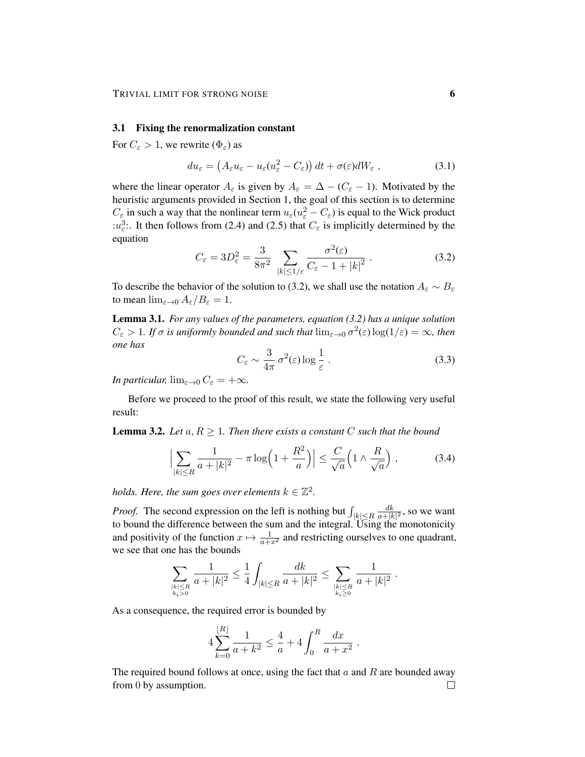### 3.1 Fixing the renormalization constant

For $C_\varepsilon > 1$, we rewrite $(\Phi_\varepsilon)$ as

$$du_\varepsilon = \big(A_\varepsilon u_\varepsilon - u_\varepsilon(u_\varepsilon^2 - C_\varepsilon)\big)\,dt + \sigma(\varepsilon)dW_\varepsilon\;, \tag{3.1}$$

where the linear operator $A_\varepsilon$ is given by $A_\varepsilon = \Delta - (C_\varepsilon - 1)$. Motivated by the heuristic arguments provided in Section 1, the goal of this section is to determine $C_\varepsilon$ in such a way that the nonlinear term $u_\varepsilon(u_\varepsilon^2 - C_\varepsilon)$ is equal to the Wick product $:u_\varepsilon^3:$. It then follows from (2.4) and (2.5) that $C_\varepsilon$ is implicitly determined by the equation

$$C_\varepsilon = 3D_\varepsilon^2 = \frac{3}{8\pi^2} \sum_{|k|\le 1/\varepsilon} \frac{\sigma^2(\varepsilon)}{C_\varepsilon - 1 + |k|^2}\;. \tag{3.2}$$

To describe the behavior of the solution to (3.2), we shall use the notation $A_\varepsilon \sim B_\varepsilon$ to mean $\lim_{\varepsilon\to 0} A_\varepsilon/B_\varepsilon = 1$.

**Lemma 3.1.** *For any values of the parameters, equation (3.2) has a unique solution $C_\varepsilon > 1$. If $\sigma$ is uniformly bounded and such that $\lim_{\varepsilon\to 0}\sigma^2(\varepsilon)\log(1/\varepsilon) = \infty$, then one has*

$$C_\varepsilon \sim \frac{3}{4\pi}\,\sigma^2(\varepsilon)\log\frac{1}{\varepsilon}\;. \tag{3.3}$$

*In particular,* $\lim_{\varepsilon\to 0} C_\varepsilon = +\infty$.

Before we proceed to the proof of this result, we state the following very useful result:

**Lemma 3.2.** *Let $a, R \ge 1$. Then there exists a constant $C$ such that the bound*

$$\Big|\sum_{|k|\le R} \frac{1}{a+|k|^2} - \pi\log\Big(1+\frac{R^2}{a}\Big)\Big| \le \frac{C}{\sqrt{a}}\Big(1\wedge\frac{R}{\sqrt{a}}\Big)\;, \tag{3.4}$$

*holds. Here, the sum goes over elements $k\in\mathbb{Z}^2$.*

*Proof.* The second expression on the left is nothing but $\int_{|k|\le R}\frac{dk}{a+|k|^2}$, so we want to bound the difference between the sum and the integral. Using the monotonicity and positivity of the function $x\mapsto\frac{1}{a+x^2}$ and restricting ourselves to one quadrant, we see that one has the bounds

$$\sum_{\substack{|k|\le R\\ k_i>0}} \frac{1}{a+|k|^2} \le \frac{1}{4}\int_{|k|\le R}\frac{dk}{a+|k|^2} \le \sum_{\substack{|k|\le R\\ k_i\ge 0}} \frac{1}{a+|k|^2}\;.$$

As a consequence, the required error is bounded by

$$4\sum_{k=0}^{\lfloor R\rfloor}\frac{1}{a+k^2} \le \frac{4}{a} + 4\int_0^R \frac{dx}{a+x^2}\;.$$

The required bound follows at once, using the fact that $a$ and $R$ are bounded away from 0 by assumption. ◻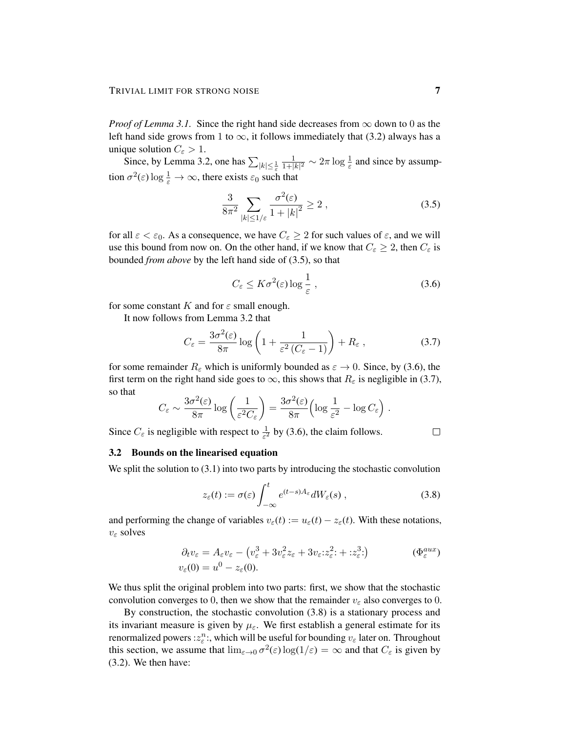*Proof of Lemma 3.1.* Since the right hand side decreases from $\infty$ down to 0 as the left hand side grows from 1 to $\infty$, it follows immediately that (3.2) always has a unique solution $C_\varepsilon > 1$.

Since, by Lemma 3.2, one has $\sum_{|k|\le \frac{1}{\varepsilon}} \frac{1}{1+|k|^2} \sim 2\pi \log \frac{1}{\varepsilon}$ and since by assumption $\sigma^2(\varepsilon)\log\frac{1}{\varepsilon} \to \infty$, there exists $\varepsilon_0$ such that

$$\frac{3}{8\pi^2} \sum_{|k|\le 1/\varepsilon} \frac{\sigma^2(\varepsilon)}{1+|k|^2} \ge 2 \;, \tag{3.5}$$

for all $\varepsilon < \varepsilon_0$. As a consequence, we have $C_\varepsilon \ge 2$ for such values of $\varepsilon$, and we will use this bound from now on. On the other hand, if we know that $C_\varepsilon \ge 2$, then $C_\varepsilon$ is bounded *from above* by the left hand side of (3.5), so that

$$C_\varepsilon \le K\sigma^2(\varepsilon)\log\frac{1}{\varepsilon} \;, \tag{3.6}$$

for some constant $K$ and for $\varepsilon$ small enough.

It now follows from Lemma 3.2 that

$$C_\varepsilon = \frac{3\sigma^2(\varepsilon)}{8\pi} \log\left(1 + \frac{1}{\varepsilon^2\,(C_\varepsilon - 1)}\right) + R_\varepsilon \;, \tag{3.7}$$

for some remainder $R_\varepsilon$ which is uniformly bounded as $\varepsilon \to 0$. Since, by (3.6), the first term on the right hand side goes to $\infty$, this shows that $R_\varepsilon$ is negligible in (3.7), so that

$$C_\varepsilon \sim \frac{3\sigma^2(\varepsilon)}{8\pi} \log\left(\frac{1}{\varepsilon^2 C_\varepsilon}\right) = \frac{3\sigma^2(\varepsilon)}{8\pi}\Big(\log\frac{1}{\varepsilon^2} - \log C_\varepsilon\Big) \;.$$

Since $C_\varepsilon$ is negligible with respect to $\frac{1}{\varepsilon^2}$ by (3.6), the claim follows. □

### 3.2 Bounds on the linearised equation

We split the solution to (3.1) into two parts by introducing the stochastic convolution

$$z_\varepsilon(t) := \sigma(\varepsilon)\int_{-\infty}^{t} e^{(t-s)A_\varepsilon}\, dW_\varepsilon(s) \;, \tag{3.8}$$

and performing the change of variables $v_\varepsilon(t) := u_\varepsilon(t) - z_\varepsilon(t)$. With these notations, $v_\varepsilon$ solves

$$\begin{aligned} \partial_t v_\varepsilon &= A_\varepsilon v_\varepsilon - \big(v_\varepsilon^3 + 3v_\varepsilon^2 z_\varepsilon + 3v_\varepsilon{:}z_\varepsilon^2{:} + {:}z_\varepsilon^3{:}\big) \\ v_\varepsilon(0) &= u^0 - z_\varepsilon(0). \end{aligned} \tag{$\Phi_\varepsilon^{aux}$}$$

We thus split the original problem into two parts: first, we show that the stochastic convolution converges to 0, then we show that the remainder $v_\varepsilon$ also converges to 0.

By construction, the stochastic convolution (3.8) is a stationary process and its invariant measure is given by $\mu_\varepsilon$. We first establish a general estimate for its renormalized powers ${:}z_\varepsilon^n{:}$, which will be useful for bounding $v_\varepsilon$ later on. Throughout this section, we assume that $\lim_{\varepsilon\to 0}\sigma^2(\varepsilon)\log(1/\varepsilon) = \infty$ and that $C_\varepsilon$ is given by (3.2). We then have: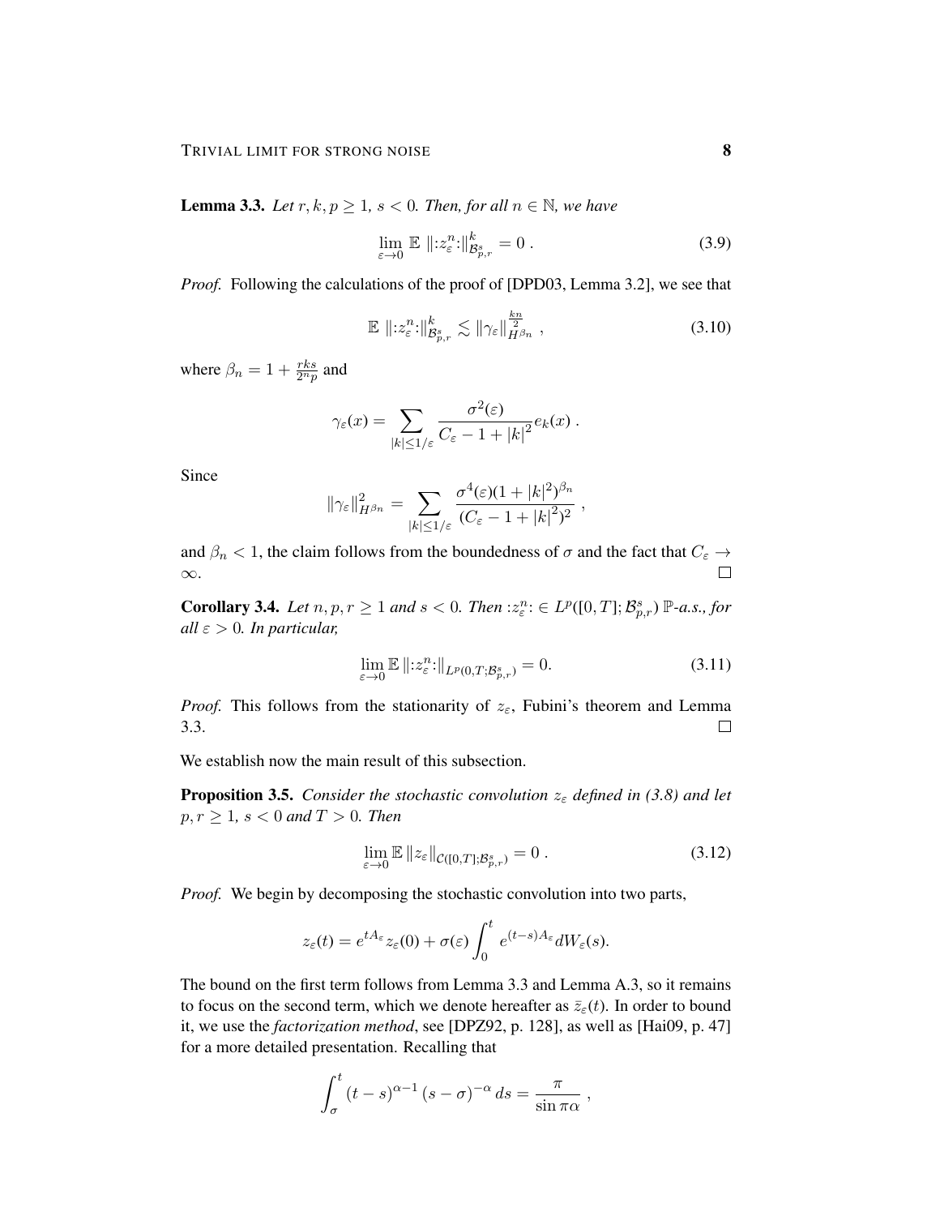**Lemma 3.3.** *Let $r, k, p \geq 1$, $s < 0$. Then, for all $n \in \mathbb{N}$, we have*

$$\lim_{\varepsilon \to 0} \mathbb{E} \, \|{:}z_\varepsilon^n{:}\|_{\mathcal{B}^s_{p,r}}^k = 0 \, . \tag{3.9}$$

*Proof.* Following the calculations of the proof of [DPD03, Lemma 3.2], we see that

$$\mathbb{E} \, \|{:}z_\varepsilon^n{:}\|_{\mathcal{B}^s_{p,r}}^k \lesssim \|\gamma_\varepsilon\|_{H^{\beta_n}}^{\frac{kn}{2}} \, , \tag{3.10}$$

where $\beta_n = 1 + \frac{rks}{2^n p}$ and

$$\gamma_\varepsilon(x) = \sum_{|k| \leq 1/\varepsilon} \frac{\sigma^2(\varepsilon)}{C_\varepsilon - 1 + |k|^2} e_k(x) \, .$$

Since

$$\|\gamma_\varepsilon\|_{H^{\beta_n}}^2 = \sum_{|k| \leq 1/\varepsilon} \frac{\sigma^4(\varepsilon)(1 + |k|^2)^{\beta_n}}{(C_\varepsilon - 1 + |k|^2)^2} \, ,$$

and $\beta_n < 1$, the claim follows from the boundedness of $\sigma$ and the fact that $C_\varepsilon \to \infty$. $\square$

**Corollary 3.4.** *Let $n, p, r \geq 1$ and $s < 0$. Then ${:}z_\varepsilon^n{:} \in L^p([0,T]; \mathcal{B}^s_{p,r})$ $\mathbb{P}$-a.s., for all $\varepsilon > 0$. In particular,*

$$\lim_{\varepsilon \to 0} \mathbb{E} \, \|{:}z_\varepsilon^n{:}\|_{L^p(0,T;\mathcal{B}^s_{p,r})} = 0. \tag{3.11}$$

*Proof.* This follows from the stationarity of $z_\varepsilon$, Fubini's theorem and Lemma 3.3. $\square$

We establish now the main result of this subsection.

**Proposition 3.5.** *Consider the stochastic convolution $z_\varepsilon$ defined in (3.8) and let $p, r \geq 1$, $s < 0$ and $T > 0$. Then*

$$\lim_{\varepsilon \to 0} \mathbb{E} \, \|z_\varepsilon\|_{\mathcal{C}([0,T];\mathcal{B}^s_{p,r})} = 0 \, . \tag{3.12}$$

*Proof.* We begin by decomposing the stochastic convolution into two parts,

$$z_\varepsilon(t) = e^{tA_\varepsilon} z_\varepsilon(0) + \sigma(\varepsilon) \int_0^t e^{(t-s)A_\varepsilon} dW_\varepsilon(s).$$

The bound on the first term follows from Lemma 3.3 and Lemma A.3, so it remains to focus on the second term, which we denote hereafter as $\bar{z}_\varepsilon(t)$. In order to bound it, we use the *factorization method*, see [DPZ92, p. 128], as well as [Hai09, p. 47] for a more detailed presentation. Recalling that

$$\int_\sigma^t (t-s)^{\alpha-1} (s-\sigma)^{-\alpha} \, ds = \frac{\pi}{\sin \pi\alpha} \, ,$$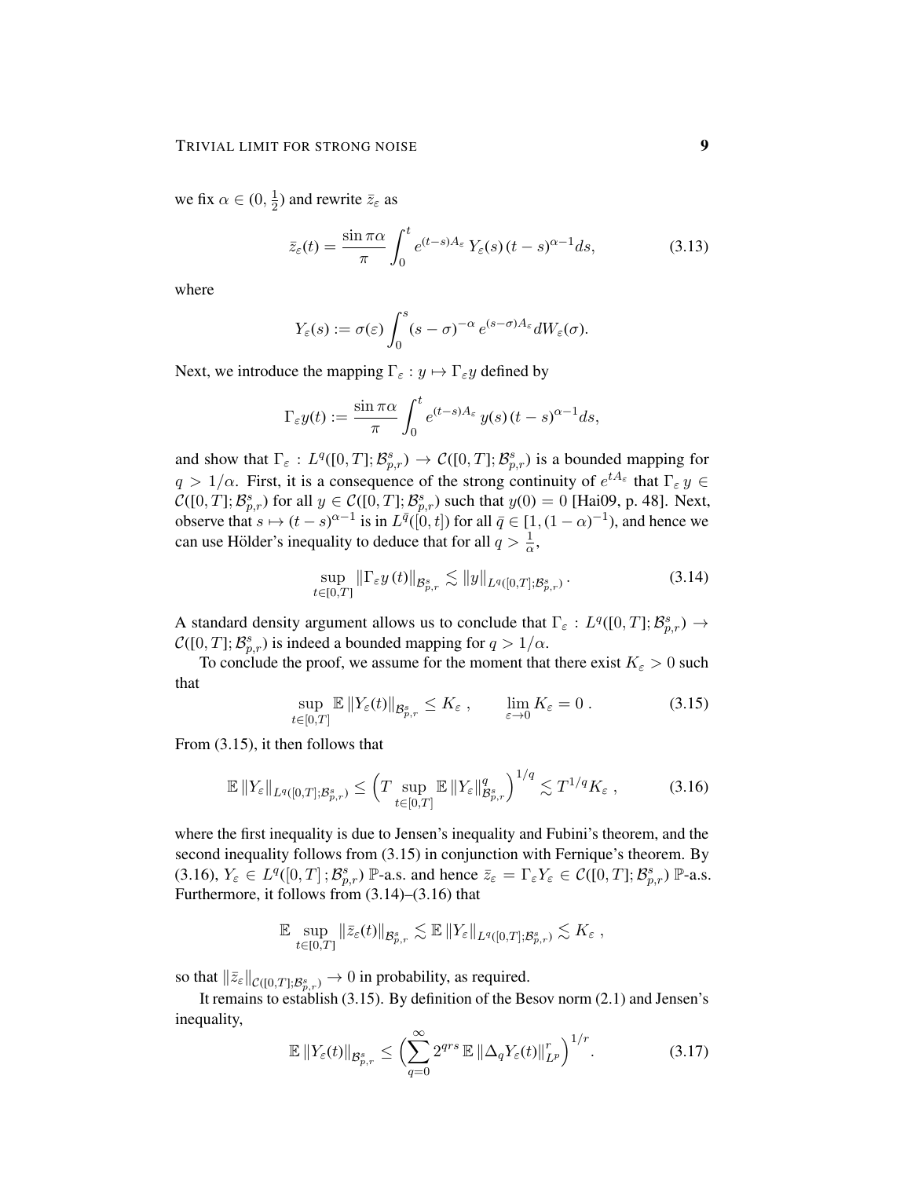we fix $\alpha \in (0, \frac{1}{2})$ and rewrite $\bar{z}_\varepsilon$ as

$$\bar{z}_\varepsilon(t) = \frac{\sin \pi\alpha}{\pi} \int_0^t e^{(t-s)A_\varepsilon}\, Y_\varepsilon(s)\, (t-s)^{\alpha-1} ds, \tag{3.13}$$

where

$$Y_\varepsilon(s) := \sigma(\varepsilon) \int_0^s (s-\sigma)^{-\alpha}\, e^{(s-\sigma)A_\varepsilon} dW_\varepsilon(\sigma).$$

Next, we introduce the mapping $\Gamma_\varepsilon : y \mapsto \Gamma_\varepsilon y$ defined by

$$\Gamma_\varepsilon y(t) := \frac{\sin \pi\alpha}{\pi} \int_0^t e^{(t-s)A_\varepsilon}\, y(s)\, (t-s)^{\alpha-1} ds,$$

and show that $\Gamma_\varepsilon : L^q([0,T]; \mathcal{B}^s_{p,r}) \to \mathcal{C}([0,T]; \mathcal{B}^s_{p,r})$ is a bounded mapping for $q > 1/\alpha$. First, it is a consequence of the strong continuity of $e^{tA_\varepsilon}$ that $\Gamma_\varepsilon\, y \in \mathcal{C}([0,T]; \mathcal{B}^s_{p,r})$ for all $y \in \mathcal{C}([0,T]; \mathcal{B}^s_{p,r})$ such that $y(0) = 0$ [Hai09, p. 48]. Next, observe that $s \mapsto (t-s)^{\alpha-1}$ is in $L^{\bar{q}}([0,t])$ for all $\bar{q} \in [1, (1-\alpha)^{-1})$, and hence we can use Hölder's inequality to deduce that for all $q > \frac{1}{\alpha}$,

$$\sup_{t \in [0,T]} \|\Gamma_\varepsilon y\,(t)\|_{\mathcal{B}^s_{p,r}} \lesssim \|y\|_{L^q([0,T];\mathcal{B}^s_{p,r})}\,. \tag{3.14}$$

A standard density argument allows us to conclude that $\Gamma_\varepsilon : L^q([0,T]; \mathcal{B}^s_{p,r}) \to \mathcal{C}([0,T]; \mathcal{B}^s_{p,r})$ is indeed a bounded mapping for $q > 1/\alpha$.

To conclude the proof, we assume for the moment that there exist $K_\varepsilon > 0$ such that

$$\sup_{t\in[0,T]} \mathbb{E}\, \|Y_\varepsilon(t)\|_{\mathcal{B}^s_{p,r}} \le K_\varepsilon\,, \qquad \lim_{\varepsilon \to 0} K_\varepsilon = 0\,. \tag{3.15}$$

From (3.15), it then follows that

$$\mathbb{E}\, \|Y_\varepsilon\|_{L^q([0,T];\mathcal{B}^s_{p,r})} \le \Big(T \sup_{t\in[0,T]} \mathbb{E}\, \|Y_\varepsilon\|^q_{\mathcal{B}^s_{p,r}}\Big)^{1/q} \lesssim T^{1/q} K_\varepsilon\,, \tag{3.16}$$

where the first inequality is due to Jensen's inequality and Fubini's theorem, and the second inequality follows from (3.15) in conjunction with Fernique's theorem. By (3.16), $Y_\varepsilon \in L^q([0,T]\,; \mathcal{B}^s_{p,r})$ $\mathbb{P}$-a.s. and hence $\bar{z}_\varepsilon = \Gamma_\varepsilon Y_\varepsilon \in \mathcal{C}([0,T]; \mathcal{B}^s_{p,r})$ $\mathbb{P}$-a.s. Furthermore, it follows from (3.14)–(3.16) that

$$\mathbb{E} \sup_{t\in[0,T]} \|\bar{z}_\varepsilon(t)\|_{\mathcal{B}^s_{p,r}} \lesssim \mathbb{E}\, \|Y_\varepsilon\|_{L^q([0,T];\mathcal{B}^s_{p,r})} \lesssim K_\varepsilon\,,$$

so that $\|\bar{z}_\varepsilon\|_{\mathcal{C}([0,T];\mathcal{B}^s_{p,r})} \to 0$ in probability, as required.

It remains to establish (3.15). By definition of the Besov norm (2.1) and Jensen's inequality,

$$\mathbb{E}\, \|Y_\varepsilon(t)\|_{\mathcal{B}^s_{p,r}} \le \Big(\sum_{q=0}^{\infty} 2^{qrs}\, \mathbb{E}\, \|\Delta_q Y_\varepsilon(t)\|^r_{L^p}\Big)^{1/r}. \tag{3.17}$$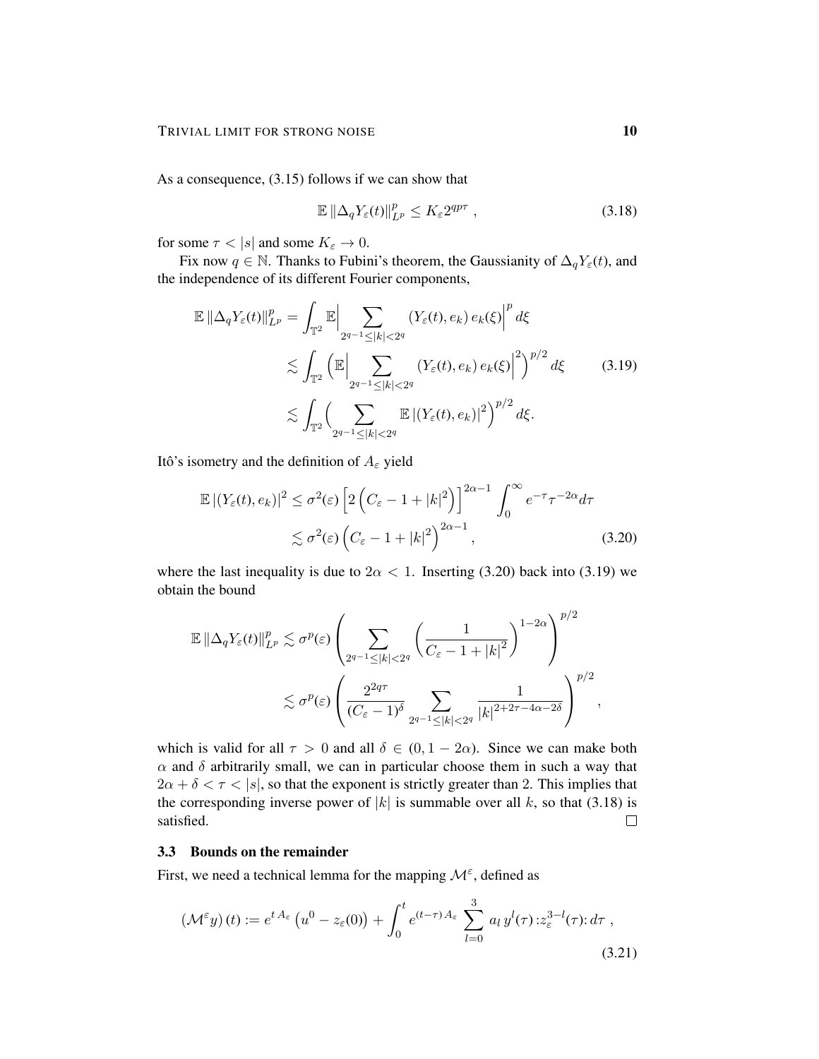As a consequence, (3.15) follows if we can show that

$$\mathbb{E}\,\|\Delta_q Y_\varepsilon(t)\|_{L^p}^p \le K_\varepsilon 2^{qp\tau}\;, \tag{3.18}$$

for some $\tau < |s|$ and some $K_\varepsilon \to 0$.

Fix now $q \in \mathbb{N}$. Thanks to Fubini's theorem, the Gaussianity of $\Delta_q Y_\varepsilon(t)$, and the independence of its different Fourier components,

$$\begin{aligned}
\mathbb{E}\,\|\Delta_q Y_\varepsilon(t)\|_{L^p}^p &= \int_{\mathbb{T}^2} \mathbb{E}\Big|\sum_{2^{q-1}\le|k|<2^q} (Y_\varepsilon(t), e_k)\, e_k(\xi)\Big|^p\, d\xi \\
&\lesssim \int_{\mathbb{T}^2} \Big(\mathbb{E}\Big|\sum_{2^{q-1}\le|k|<2^q} (Y_\varepsilon(t), e_k)\, e_k(\xi)\Big|^2\Big)^{p/2} d\xi \\
&\lesssim \int_{\mathbb{T}^2} \Big(\sum_{2^{q-1}\le|k|<2^q} \mathbb{E}\,|(Y_\varepsilon(t), e_k)|^2\Big)^{p/2} d\xi.
\end{aligned} \tag{3.19}$$

Itô's isometry and the definition of $A_\varepsilon$ yield

$$\begin{aligned}
\mathbb{E}\,|(Y_\varepsilon(t), e_k)|^2 &\le \sigma^2(\varepsilon)\left[2\left(C_\varepsilon - 1 + |k|^2\right)\right]^{2\alpha-1} \int_0^\infty e^{-\tau}\tau^{-2\alpha} d\tau \\
&\lesssim \sigma^2(\varepsilon)\left(C_\varepsilon - 1 + |k|^2\right)^{2\alpha-1},
\end{aligned} \tag{3.20}$$

where the last inequality is due to $2\alpha < 1$. Inserting (3.20) back into (3.19) we obtain the bound

$$\begin{aligned}
\mathbb{E}\,\|\Delta_q Y_\varepsilon(t)\|_{L^p}^p &\lesssim \sigma^p(\varepsilon)\left(\sum_{2^{q-1}\le|k|<2^q}\left(\frac{1}{C_\varepsilon - 1 + |k|^2}\right)^{1-2\alpha}\right)^{p/2} \\
&\lesssim \sigma^p(\varepsilon)\left(\frac{2^{2q\tau}}{(C_\varepsilon-1)^\delta}\sum_{2^{q-1}\le|k|<2^q}\frac{1}{|k|^{2+2\tau-4\alpha-2\delta}}\right)^{p/2},
\end{aligned}$$

which is valid for all $\tau > 0$ and all $\delta \in (0, 1-2\alpha)$. Since we can make both $\alpha$ and $\delta$ arbitrarily small, we can in particular choose them in such a way that $2\alpha + \delta < \tau < |s|$, so that the exponent is strictly greater than 2. This implies that the corresponding inverse power of $|k|$ is summable over all $k$, so that (3.18) is satisfied. □

### 3.3 Bounds on the remainder

First, we need a technical lemma for the mapping $\mathcal{M}^\varepsilon$, defined as

$$\left(\mathcal{M}^\varepsilon y\right)(t) := e^{t\,A_\varepsilon}\left(u^0 - z_\varepsilon(0)\right) + \int_0^t e^{(t-\tau)\,A_\varepsilon}\sum_{l=0}^{3} a_l\, y^l(\tau)\, {:}z_\varepsilon^{3-l}(\tau){:}\, d\tau\;, \tag{3.21}$$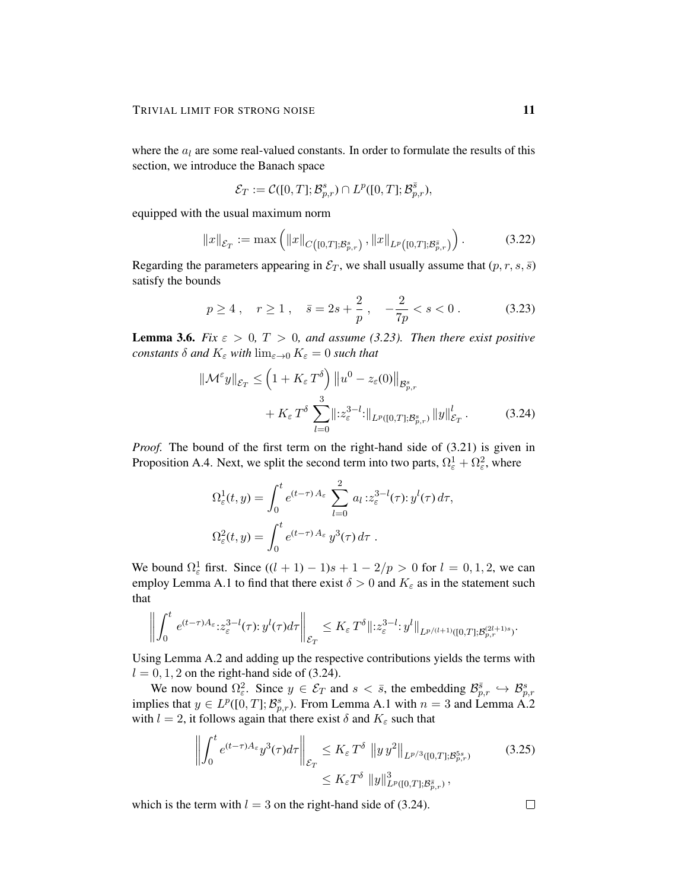where the $a_l$ are some real-valued constants. In order to formulate the results of this section, we introduce the Banach space

$$\mathcal{E}_T := \mathcal{C}([0,T];\mathcal{B}^s_{p,r}) \cap L^p([0,T];\mathcal{B}^{\bar{s}}_{p,r}),$$

equipped with the usual maximum norm

$$\|x\|_{\mathcal{E}_T} := \max\left( \|x\|_{C\left([0,T];\mathcal{B}^s_{p,r}\right)}, \|x\|_{L^p\left([0,T];\mathcal{B}^{\bar{s}}_{p,r}\right)} \right). \tag{3.22}$$

Regarding the parameters appearing in $\mathcal{E}_T$, we shall usually assume that $(p,r,s,\bar{s})$ satisfy the bounds

$$p \geq 4\,, \quad r \geq 1\,, \quad \bar{s} = 2s + \frac{2}{p}\,, \quad -\frac{2}{7p} < s < 0\,. \tag{3.23}$$

**Lemma 3.6.** *Fix $\varepsilon > 0$, $T > 0$, and assume (3.23). Then there exist positive constants $\delta$ and $K_\varepsilon$ with $\lim_{\varepsilon \to 0} K_\varepsilon = 0$ such that*

$$\|\mathcal{M}^\varepsilon y\|_{\mathcal{E}_T} \leq \left(1 + K_\varepsilon\, T^\delta\right) \left\|u^0 - z_\varepsilon(0)\right\|_{\mathcal{B}^s_{p,r}} + K_\varepsilon\, T^\delta \sum_{l=0}^{3} \|{:}z_\varepsilon^{3-l}{:}\|_{L^p([0,T];\mathcal{B}^s_{p,r})} \|y\|^l_{\mathcal{E}_T}\,. \tag{3.24}$$

*Proof.* The bound of the first term on the right-hand side of (3.21) is given in Proposition A.4. Next, we split the second term into two parts, $\Omega^1_\varepsilon + \Omega^2_\varepsilon$, where

$$\Omega^1_\varepsilon(t,y) = \int_0^t e^{(t-\tau)\,A_\varepsilon} \sum_{l=0}^{2} a_l\, {:}z_\varepsilon^{3-l}(\tau){:}\, y^l(\tau)\, d\tau,$$

$$\Omega^2_\varepsilon(t,y) = \int_0^t e^{(t-\tau)\,A_\varepsilon}\, y^3(\tau)\, d\tau\,.$$

We bound $\Omega^1_\varepsilon$ first. Since $((l+1)-1)s + 1 - 2/p > 0$ for $l = 0,1,2$, we can employ Lemma A.1 to find that there exist $\delta > 0$ and $K_\varepsilon$ as in the statement such that

$$\left\| \int_0^t e^{(t-\tau)A_\varepsilon} {:}z_\varepsilon^{3-l}(\tau){:}\, y^l(\tau) d\tau \right\|_{\mathcal{E}_T} \leq K_\varepsilon\, T^\delta \|{:}z_\varepsilon^{3-l}{:}\, y^l\|_{L^{p/(l+1)}([0,T];\mathcal{B}^{(2l+1)s}_{p,r})}.$$

Using Lemma A.2 and adding up the respective contributions yields the terms with $l = 0,1,2$ on the right-hand side of (3.24).

We now bound $\Omega^2_\varepsilon$. Since $y \in \mathcal{E}_T$ and $s < \bar{s}$, the embedding $\mathcal{B}^{\bar{s}}_{p,r} \hookrightarrow \mathcal{B}^s_{p,r}$ implies that $y \in L^p([0,T];\mathcal{B}^s_{p,r})$. From Lemma A.1 with $n = 3$ and Lemma A.2 with $l = 2$, it follows again that there exist $\delta$ and $K_\varepsilon$ such that

$$\begin{aligned}
\left\| \int_0^t e^{(t-\tau)A_\varepsilon} y^3(\tau) d\tau \right\|_{\mathcal{E}_T} &\leq K_\varepsilon\, T^\delta\, \left\|y\, y^2\right\|_{L^{p/3}([0,T];\mathcal{B}^{5s}_{p,r})} \\
&\leq K_\varepsilon T^\delta\, \|y\|^3_{L^p([0,T];\mathcal{B}^{\bar{s}}_{p,r})}\,,
\end{aligned} \tag{3.25}$$

which is the term with $l = 3$ on the right-hand side of (3.24). □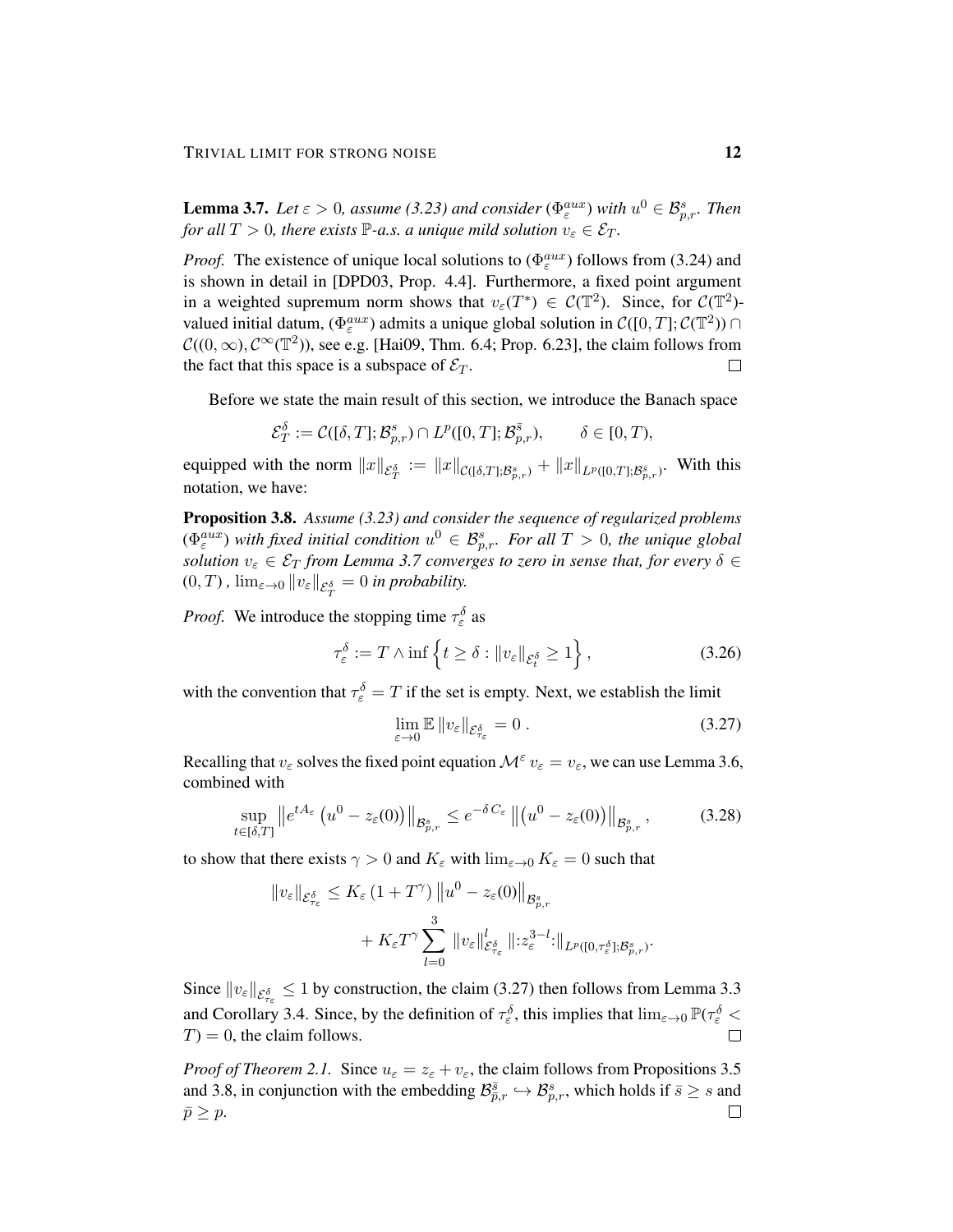**Lemma 3.7.** *Let $\varepsilon > 0$, assume (3.23) and consider ($\Phi_\varepsilon^{aux}$) with $u^0 \in \mathcal{B}^s_{p,r}$. Then for all $T > 0$, there exists $\mathbb{P}$-a.s. a unique mild solution $v_\varepsilon \in \mathcal{E}_T$.*

*Proof.* The existence of unique local solutions to ($\Phi_\varepsilon^{aux}$) follows from (3.24) and is shown in detail in [DPD03, Prop. 4.4]. Furthermore, a fixed point argument in a weighted supremum norm shows that $v_\varepsilon(T^*) \in \mathcal{C}(\mathbb{T}^2)$. Since, for $\mathcal{C}(\mathbb{T}^2)$-valued initial datum, ($\Phi_\varepsilon^{aux}$) admits a unique global solution in $\mathcal{C}([0,T];\mathcal{C}(\mathbb{T}^2)) \cap \mathcal{C}((0,\infty),\mathcal{C}^\infty(\mathbb{T}^2))$, see e.g. [Hai09, Thm. 6.4; Prop. 6.23], the claim follows from the fact that this space is a subspace of $\mathcal{E}_T$. □

Before we state the main result of this section, we introduce the Banach space

$$\mathcal{E}_T^\delta := \mathcal{C}([\delta,T];\mathcal{B}^s_{p,r}) \cap L^p([0,T];\mathcal{B}^{\bar{s}}_{p,r}), \qquad \delta \in [0,T),$$

equipped with the norm $\|x\|_{\mathcal{E}_T^\delta} := \|x\|_{\mathcal{C}([\delta,T];\mathcal{B}^s_{p,r})} + \|x\|_{L^p([0,T];\mathcal{B}^{\bar{s}}_{p,r})}$. With this notation, we have:

**Proposition 3.8.** *Assume (3.23) and consider the sequence of regularized problems ($\Phi_\varepsilon^{aux}$) with fixed initial condition $u^0 \in \mathcal{B}^s_{p,r}$. For all $T > 0$, the unique global solution $v_\varepsilon \in \mathcal{E}_T$ from Lemma 3.7 converges to zero in sense that, for every $\delta \in (0,T)$, $\lim_{\varepsilon\to 0}\|v_\varepsilon\|_{\mathcal{E}_T^\delta} = 0$ in probability.*

*Proof.* We introduce the stopping time $\tau_\varepsilon^\delta$ as

$$\tau_\varepsilon^\delta := T \wedge \inf\left\{t \geq \delta : \|v_\varepsilon\|_{\mathcal{E}_t^\delta} \geq 1\right\}, \tag{3.26}$$

with the convention that $\tau_\varepsilon^\delta = T$ if the set is empty. Next, we establish the limit

$$\lim_{\varepsilon\to 0}\mathbb{E}\,\|v_\varepsilon\|_{\mathcal{E}^\delta_{\tau_\varepsilon}} = 0\ . \tag{3.27}$$

Recalling that $v_\varepsilon$ solves the fixed point equation $\mathcal{M}^\varepsilon\, v_\varepsilon = v_\varepsilon$, we can use Lemma 3.6, combined with

$$\sup_{t\in[\delta,T]}\left\|e^{tA_\varepsilon}\left(u^0 - z_\varepsilon(0)\right)\right\|_{\mathcal{B}^s_{p,r}} \leq e^{-\delta\, C_\varepsilon}\left\|\left(u^0 - z_\varepsilon(0)\right)\right\|_{\mathcal{B}^s_{p,r}}, \tag{3.28}$$

to show that there exists $\gamma > 0$ and $K_\varepsilon$ with $\lim_{\varepsilon\to 0} K_\varepsilon = 0$ such that

$$\begin{aligned}\|v_\varepsilon\|_{\mathcal{E}^\delta_{\tau_\varepsilon}} &\leq K_\varepsilon\,(1+T^\gamma)\left\|u^0 - z_\varepsilon(0)\right\|_{\mathcal{B}^s_{p,r}} \\ &\qquad + K_\varepsilon T^\gamma \sum_{l=0}^{3} \|v_\varepsilon\|^l_{\mathcal{E}^\delta_{\tau_\varepsilon}}\, \|{:}z_\varepsilon^{3-l}{:}\|_{L^p([0,\tau_\varepsilon^\delta];\mathcal{B}^s_{p,r})}.\end{aligned}$$

Since $\|v_\varepsilon\|_{\mathcal{E}^\delta_{\tau_\varepsilon}} \leq 1$ by construction, the claim (3.27) then follows from Lemma 3.3 and Corollary 3.4. Since, by the definition of $\tau_\varepsilon^\delta$, this implies that $\lim_{\varepsilon\to 0}\mathbb{P}(\tau_\varepsilon^\delta < T) = 0$, the claim follows. □

*Proof of Theorem 2.1.* Since $u_\varepsilon = z_\varepsilon + v_\varepsilon$, the claim follows from Propositions 3.5 and 3.8, in conjunction with the embedding $\mathcal{B}^{\bar{s}}_{\bar{p},r} \hookrightarrow \mathcal{B}^s_{p,r}$, which holds if $\bar{s} \geq s$ and $\bar{p} \geq p$. □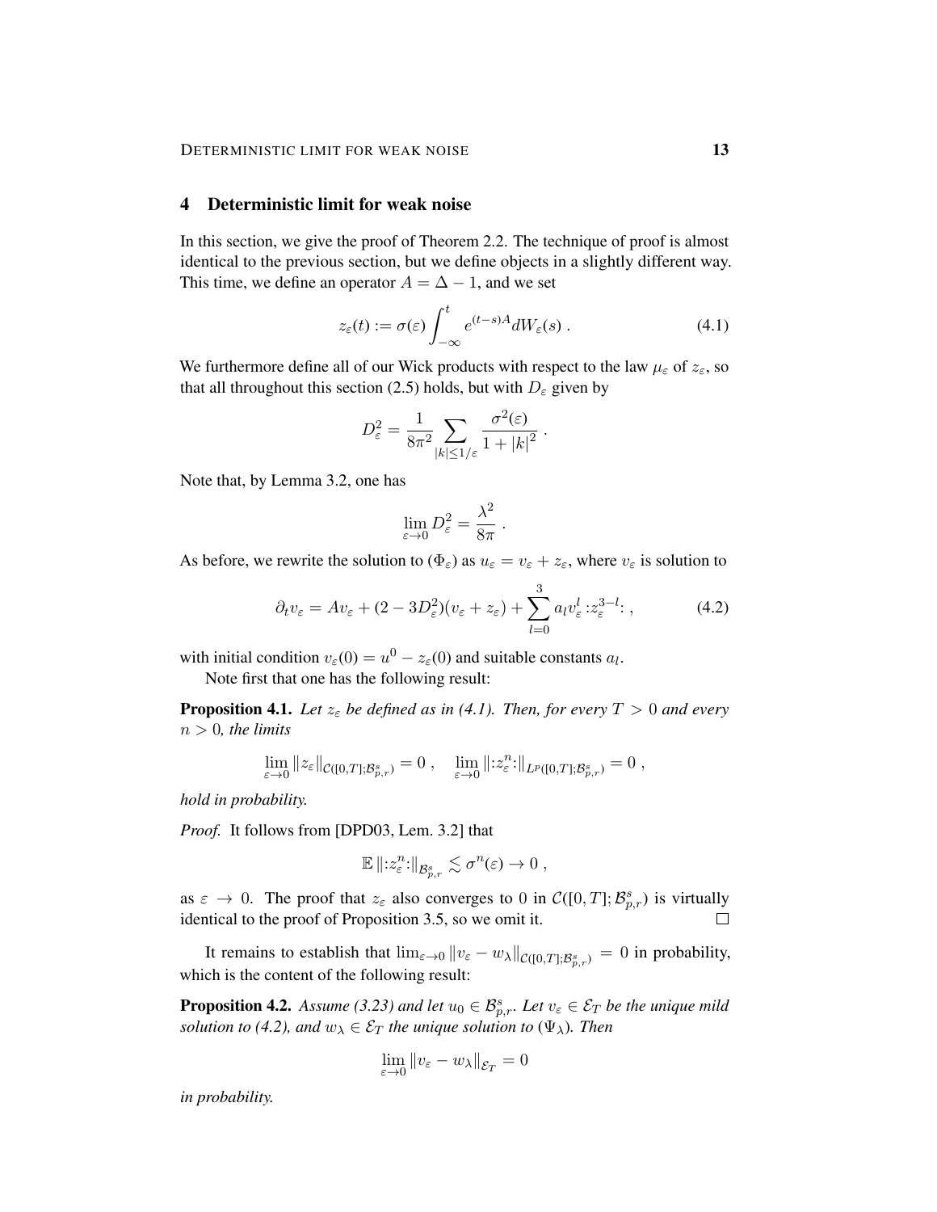## 4 Deterministic limit for weak noise

In this section, we give the proof of Theorem 2.2. The technique of proof is almost identical to the previous section, but we define objects in a slightly different way. This time, we define an operator $A = \Delta - 1$, and we set

$$z_\varepsilon(t) := \sigma(\varepsilon) \int_{-\infty}^{t} e^{(t-s)A} dW_\varepsilon(s) \; . \tag{4.1}$$

We furthermore define all of our Wick products with respect to the law $\mu_\varepsilon$ of $z_\varepsilon$, so that all throughout this section (2.5) holds, but with $D_\varepsilon$ given by

$$D_\varepsilon^2 = \frac{1}{8\pi^2} \sum_{|k|\le 1/\varepsilon} \frac{\sigma^2(\varepsilon)}{1+|k|^2} \; .$$

Note that, by Lemma 3.2, one has

$$\lim_{\varepsilon\to 0} D_\varepsilon^2 = \frac{\lambda^2}{8\pi} \; .$$

As before, we rewrite the solution to $(\Phi_\varepsilon)$ as $u_\varepsilon = v_\varepsilon + z_\varepsilon$, where $v_\varepsilon$ is solution to

$$\partial_t v_\varepsilon = A v_\varepsilon + (2 - 3D_\varepsilon^2)(v_\varepsilon + z_\varepsilon) + \sum_{l=0}^{3} a_l v_\varepsilon^l \, {:}z_\varepsilon^{3-l}{:} \; , \tag{4.2}$$

with initial condition $v_\varepsilon(0) = u^0 - z_\varepsilon(0)$ and suitable constants $a_l$.

Note first that one has the following result:

**Proposition 4.1.** *Let $z_\varepsilon$ be defined as in (4.1). Then, for every $T > 0$ and every $n > 0$, the limits*

$$\lim_{\varepsilon\to 0} \|z_\varepsilon\|_{\mathcal{C}([0,T];\mathcal{B}^s_{p,r})} = 0 \; , \quad \lim_{\varepsilon\to 0} \|{:}z_\varepsilon^n{:}\|_{L^p([0,T];\mathcal{B}^s_{p,r})} = 0 \; ,$$

*hold in probability.*

*Proof.* It follows from [DPD03, Lem. 3.2] that

$$\mathbb{E} \|{:}z_\varepsilon^n{:}\|_{\mathcal{B}^s_{p,r}} \lesssim \sigma^n(\varepsilon) \to 0 \; ,$$

as $\varepsilon \to 0$. The proof that $z_\varepsilon$ also converges to 0 in $\mathcal{C}([0,T];\mathcal{B}^s_{p,r})$ is virtually identical to the proof of Proposition 3.5, so we omit it. □

It remains to establish that $\lim_{\varepsilon\to 0} \|v_\varepsilon - w_\lambda\|_{\mathcal{C}([0,T];\mathcal{B}^s_{p,r})} = 0$ in probability, which is the content of the following result:

**Proposition 4.2.** *Assume (3.23) and let $u_0 \in \mathcal{B}^s_{p,r}$. Let $v_\varepsilon \in \mathcal{E}_T$ be the unique mild solution to (4.2), and $w_\lambda \in \mathcal{E}_T$ the unique solution to $(\Psi_\lambda)$. Then*

$$\lim_{\varepsilon\to 0} \|v_\varepsilon - w_\lambda\|_{\mathcal{E}_T} = 0$$

*in probability.*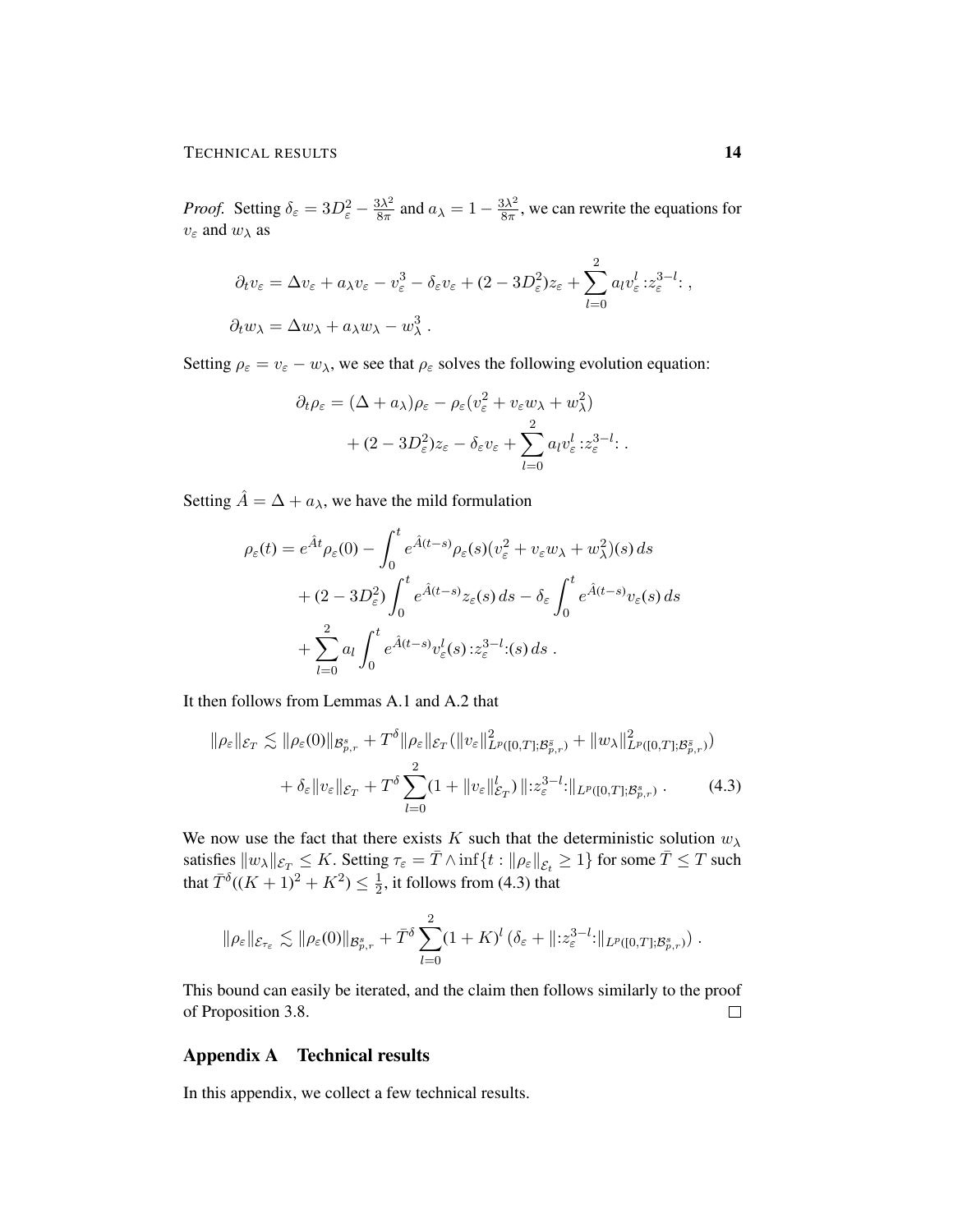*Proof.* Setting $\delta_\varepsilon = 3D_\varepsilon^2 - \frac{3\lambda^2}{8\pi}$ and $a_\lambda = 1 - \frac{3\lambda^2}{8\pi}$, we can rewrite the equations for $v_\varepsilon$ and $w_\lambda$ as

$$
\begin{aligned}
\partial_t v_\varepsilon &= \Delta v_\varepsilon + a_\lambda v_\varepsilon - v_\varepsilon^3 - \delta_\varepsilon v_\varepsilon + (2 - 3D_\varepsilon^2) z_\varepsilon + \sum_{l=0}^{2} a_l v_\varepsilon^l :z_\varepsilon^{3-l}: \,, \\
\partial_t w_\lambda &= \Delta w_\lambda + a_\lambda w_\lambda - w_\lambda^3 \,.
\end{aligned}
$$

Setting $\rho_\varepsilon = v_\varepsilon - w_\lambda$, we see that $\rho_\varepsilon$ solves the following evolution equation:

$$
\begin{aligned}
\partial_t \rho_\varepsilon &= (\Delta + a_\lambda)\rho_\varepsilon - \rho_\varepsilon (v_\varepsilon^2 + v_\varepsilon w_\lambda + w_\lambda^2) \\
&\quad + (2 - 3D_\varepsilon^2) z_\varepsilon - \delta_\varepsilon v_\varepsilon + \sum_{l=0}^{2} a_l v_\varepsilon^l :z_\varepsilon^{3-l}: \,.
\end{aligned}
$$

Setting $\hat{A} = \Delta + a_\lambda$, we have the mild formulation

$$
\begin{aligned}
\rho_\varepsilon(t) &= e^{\hat{A}t}\rho_\varepsilon(0) - \int_0^t e^{\hat{A}(t-s)} \rho_\varepsilon(s)(v_\varepsilon^2 + v_\varepsilon w_\lambda + w_\lambda^2)(s)\, ds \\
&\quad + (2 - 3D_\varepsilon^2) \int_0^t e^{\hat{A}(t-s)} z_\varepsilon(s)\, ds - \delta_\varepsilon \int_0^t e^{\hat{A}(t-s)} v_\varepsilon(s)\, ds \\
&\quad + \sum_{l=0}^{2} a_l \int_0^t e^{\hat{A}(t-s)} v_\varepsilon^l(s) :z_\varepsilon^{3-l}:(s)\, ds \,.
\end{aligned}
$$

It then follows from Lemmas A.1 and A.2 that

$$
\begin{aligned}
\|\rho_\varepsilon\|_{\mathcal{E}_T} &\lesssim \|\rho_\varepsilon(0)\|_{\mathcal{B}^s_{p,r}} + T^\delta \|\rho_\varepsilon\|_{\mathcal{E}_T} \big( \|v_\varepsilon\|^2_{L^p([0,T];\mathcal{B}^{\bar{s}}_{p,r})} + \|w_\lambda\|^2_{L^p([0,T];\mathcal{B}^{\bar{s}}_{p,r})} \big) \\
&\quad + \delta_\varepsilon \|v_\varepsilon\|_{\mathcal{E}_T} + T^\delta \sum_{l=0}^{2} (1 + \|v_\varepsilon\|^l_{\mathcal{E}_T}) \, \|:z_\varepsilon^{3-l}:\|_{L^p([0,T];\mathcal{B}^s_{p,r})} \,. \qquad (4.3)
\end{aligned}
$$

We now use the fact that there exists $K$ such that the deterministic solution $w_\lambda$ satisfies $\|w_\lambda\|_{\mathcal{E}_T} \le K$. Setting $\tau_\varepsilon = \bar{T} \wedge \inf\{t : \|\rho_\varepsilon\|_{\mathcal{E}_t} \ge 1\}$ for some $\bar{T} \le T$ such that $\bar{T}^\delta((K+1)^2 + K^2) \le \frac{1}{2}$, it follows from (4.3) that

$$
\|\rho_\varepsilon\|_{\mathcal{E}_{\tau_\varepsilon}} \lesssim \|\rho_\varepsilon(0)\|_{\mathcal{B}^s_{p,r}} + \bar{T}^\delta \sum_{l=0}^{2} (1 + K)^l \big( \delta_\varepsilon + \|:z_\varepsilon^{3-l}:\|_{L^p([0,T];\mathcal{B}^s_{p,r})} \big) \,.
$$

This bound can easily be iterated, and the claim then follows similarly to the proof of Proposition 3.8. $\square$

## Appendix A Technical results

In this appendix, we collect a few technical results.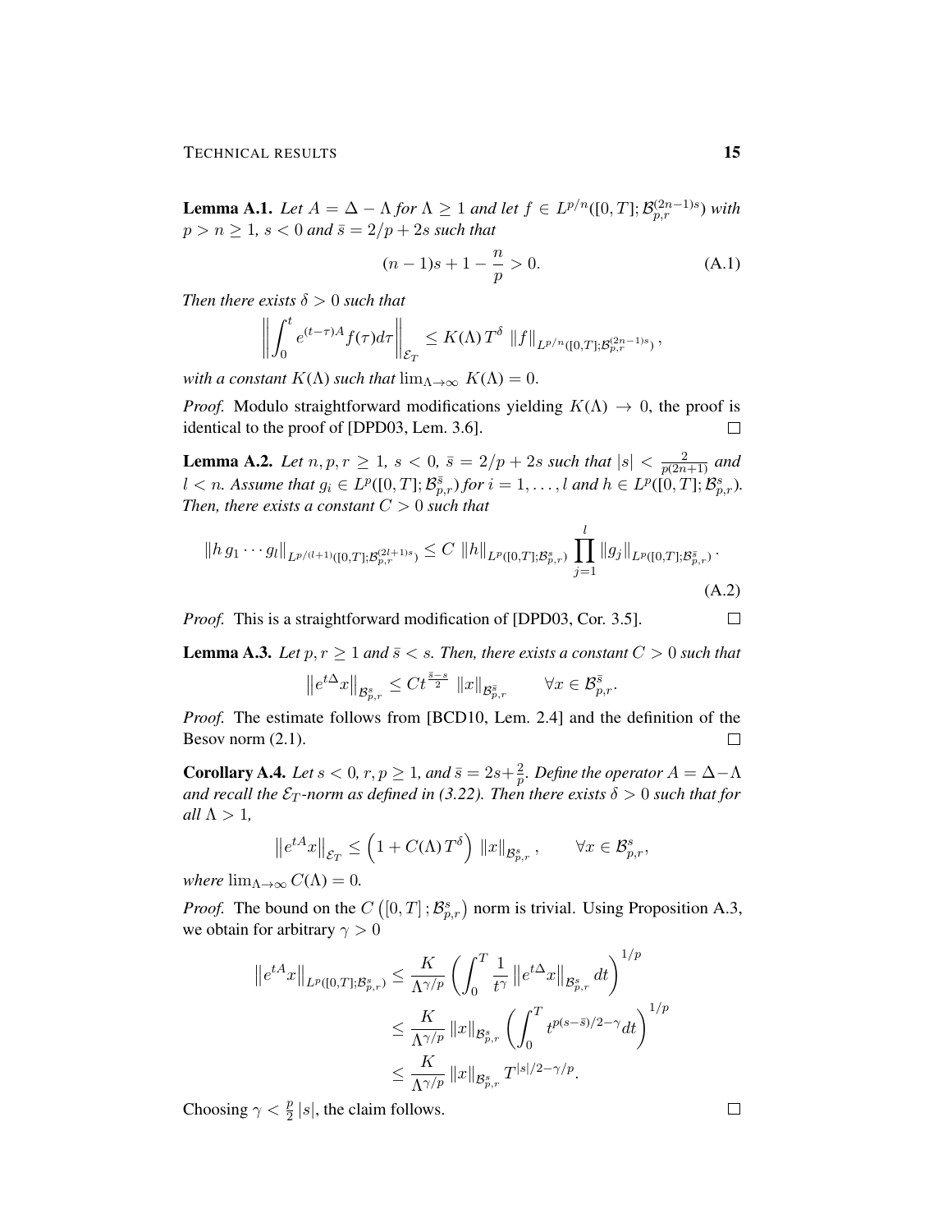**Lemma A.1.** *Let $A = \Delta - \Lambda$ for $\Lambda \geq 1$ and let $f \in L^{p/n}([0,T]; \mathcal{B}^{(2n-1)s}_{p,r})$ with $p > n \geq 1$, $s < 0$ and $\bar{s} = 2/p + 2s$ such that*

$$(n-1)s + 1 - \frac{n}{p} > 0. \tag{A.1}$$

*Then there exists $\delta > 0$ such that*

$$\left\| \int_0^t e^{(t-\tau)A} f(\tau) d\tau \right\|_{\mathcal{E}_T} \leq K(\Lambda)\, T^\delta \, \|f\|_{L^{p/n}([0,T];\mathcal{B}^{(2n-1)s}_{p,r})},$$

*with a constant $K(\Lambda)$ such that $\lim_{\Lambda\to\infty} K(\Lambda) = 0$.*

*Proof.* Modulo straightforward modifications yielding $K(\Lambda) \to 0$, the proof is identical to the proof of [DPD03, Lem. 3.6]. $\square$

**Lemma A.2.** *Let $n, p, r \geq 1$, $s < 0$, $\bar{s} = 2/p + 2s$ such that $|s| < \frac{2}{p(2n+1)}$ and $l < n$. Assume that $g_i \in L^p([0,T]; \mathcal{B}^{\bar{s}}_{p,r})$ for $i = 1, \ldots, l$ and $h \in L^p([0,T]; \mathcal{B}^s_{p,r})$. Then, there exists a constant $C > 0$ such that*

$$\|h\, g_1 \cdots g_l\|_{L^{p/(l+1)}([0,T];\mathcal{B}^{(2l+1)s}_{p,r})} \leq C \, \|h\|_{L^p([0,T];\mathcal{B}^s_{p,r})} \prod_{j=1}^{l} \|g_j\|_{L^p([0,T];\mathcal{B}^{\bar{s}}_{p,r})}. \tag{A.2}$$

*Proof.* This is a straightforward modification of [DPD03, Cor. 3.5]. $\square$

**Lemma A.3.** *Let $p, r \geq 1$ and $\bar{s} < s$. Then, there exists a constant $C > 0$ such that*

$$\left\|e^{t\Delta}x\right\|_{\mathcal{B}^s_{p,r}} \leq C t^{\frac{\bar{s}-s}{2}} \, \|x\|_{\mathcal{B}^{\bar{s}}_{p,r}} \qquad \forall x \in \mathcal{B}^{\bar{s}}_{p,r}.$$

*Proof.* The estimate follows from [BCD10, Lem. 2.4] and the definition of the Besov norm (2.1). $\square$

**Corollary A.4.** *Let $s < 0$, $r, p \geq 1$, and $\bar{s} = 2s + \frac{2}{p}$. Define the operator $A = \Delta - \Lambda$ and recall the $\mathcal{E}_T$-norm as defined in (3.22). Then there exists $\delta > 0$ such that for all $\Lambda > 1$,*

$$\left\|e^{tA}x\right\|_{\mathcal{E}_T} \leq \left(1 + C(\Lambda)\, T^\delta\right) \, \|x\|_{\mathcal{B}^s_{p,r}}, \qquad \forall x \in \mathcal{B}^s_{p,r},$$

*where $\lim_{\Lambda\to\infty} C(\Lambda) = 0$.*

*Proof.* The bound on the $C\left([0,T]\,; \mathcal{B}^s_{p,r}\right)$ norm is trivial. Using Proposition A.3, we obtain for arbitrary $\gamma > 0$

$$\begin{aligned}
\left\|e^{tA}x\right\|_{L^p([0,T];\mathcal{B}^s_{p,r})} &\leq \frac{K}{\Lambda^{\gamma/p}} \left( \int_0^T \frac{1}{t^\gamma} \left\|e^{t\Delta}x\right\|_{\mathcal{B}^s_{p,r}} dt \right)^{1/p} \\
&\leq \frac{K}{\Lambda^{\gamma/p}} \, \|x\|_{\mathcal{B}^s_{p,r}} \left( \int_0^T t^{p(s-\bar{s})/2-\gamma} dt \right)^{1/p} \\
&\leq \frac{K}{\Lambda^{\gamma/p}} \, \|x\|_{\mathcal{B}^s_{p,r}} \, T^{|s|/2-\gamma/p}.
\end{aligned}$$

Choosing $\gamma < \frac{p}{2}\,|s|$, the claim follows. $\square$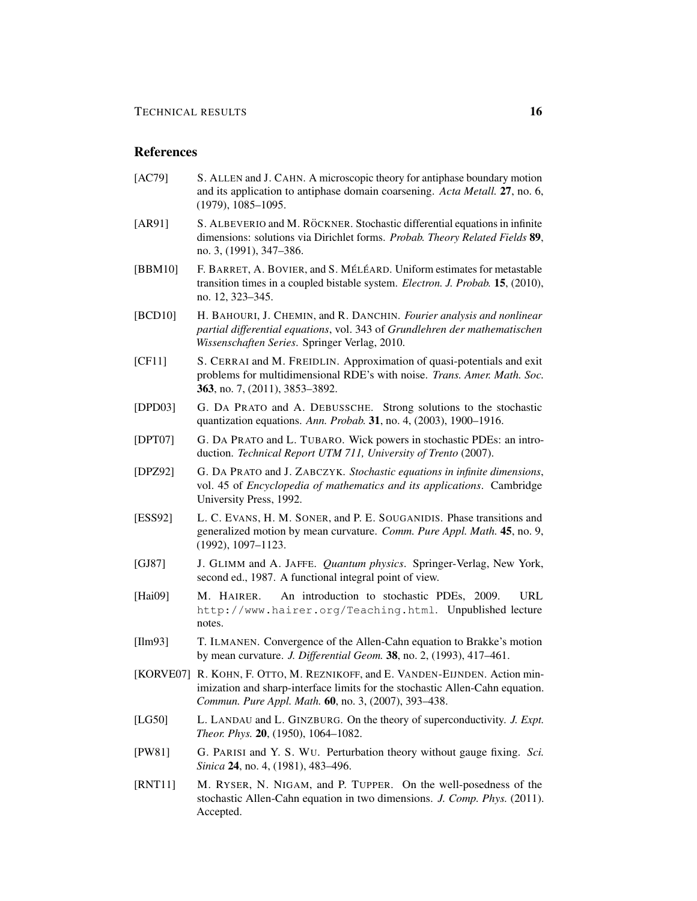## References

[AC79] S. ALLEN and J. CAHN. A microscopic theory for antiphase boundary motion and its application to antiphase domain coarsening. *Acta Metall.* **27**, no. 6, (1979), 1085–1095.

[AR91] S. ALBEVERIO and M. RÖCKNER. Stochastic differential equations in infinite dimensions: solutions via Dirichlet forms. *Probab. Theory Related Fields* **89**, no. 3, (1991), 347–386.

[BBM10] F. BARRET, A. BOVIER, and S. MÉLÉARD. Uniform estimates for metastable transition times in a coupled bistable system. *Electron. J. Probab.* **15**, (2010), no. 12, 323–345.

[BCD10] H. BAHOURI, J. CHEMIN, and R. DANCHIN. *Fourier analysis and nonlinear partial differential equations*, vol. 343 of *Grundlehren der mathematischen Wissenschaften Series*. Springer Verlag, 2010.

[CF11] S. CERRAI and M. FREIDLIN. Approximation of quasi-potentials and exit problems for multidimensional RDE's with noise. *Trans. Amer. Math. Soc.* **363**, no. 7, (2011), 3853–3892.

[DPD03] G. DA PRATO and A. DEBUSSCHE. Strong solutions to the stochastic quantization equations. *Ann. Probab.* **31**, no. 4, (2003), 1900–1916.

[DPT07] G. DA PRATO and L. TUBARO. Wick powers in stochastic PDEs: an introduction. *Technical Report UTM 711, University of Trento* (2007).

[DPZ92] G. DA PRATO and J. ZABCZYK. *Stochastic equations in infinite dimensions*, vol. 45 of *Encyclopedia of mathematics and its applications*. Cambridge University Press, 1992.

[ESS92] L. C. EVANS, H. M. SONER, and P. E. SOUGANIDIS. Phase transitions and generalized motion by mean curvature. *Comm. Pure Appl. Math.* **45**, no. 9, (1992), 1097–1123.

[GJ87] J. GLIMM and A. JAFFE. *Quantum physics*. Springer-Verlag, New York, second ed., 1987. A functional integral point of view.

[Hai09] M. HAIRER. An introduction to stochastic PDEs, 2009. URL http://www.hairer.org/Teaching.html. Unpublished lecture notes.

[Ilm93] T. ILMANEN. Convergence of the Allen-Cahn equation to Brakke's motion by mean curvature. *J. Differential Geom.* **38**, no. 2, (1993), 417–461.

[KORVE07] R. KOHN, F. OTTO, M. REZNIKOFF, and E. VANDEN-EIJNDEN. Action minimization and sharp-interface limits for the stochastic Allen-Cahn equation. *Commun. Pure Appl. Math.* **60**, no. 3, (2007), 393–438.

[LG50] L. LANDAU and L. GINZBURG. On the theory of superconductivity. *J. Expt. Theor. Phys.* **20**, (1950), 1064–1082.

[PW81] G. PARISI and Y. S. WU. Perturbation theory without gauge fixing. *Sci. Sinica* **24**, no. 4, (1981), 483–496.

[RNT11] M. RYSER, N. NIGAM, and P. TUPPER. On the well-posedness of the stochastic Allen-Cahn equation in two dimensions. *J. Comp. Phys.* (2011). Accepted.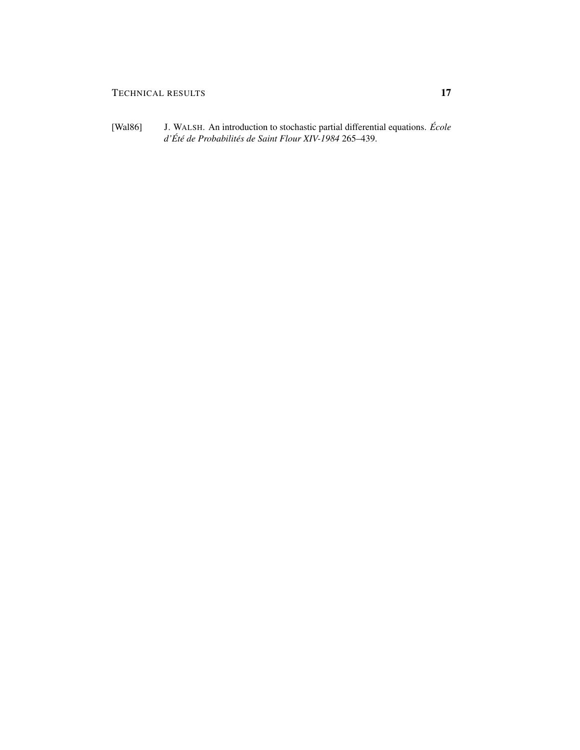[Wal86] J. WALSH. An introduction to stochastic partial differential equations. *École d'Été de Probabilités de Saint Flour XIV-1984* 265–439.